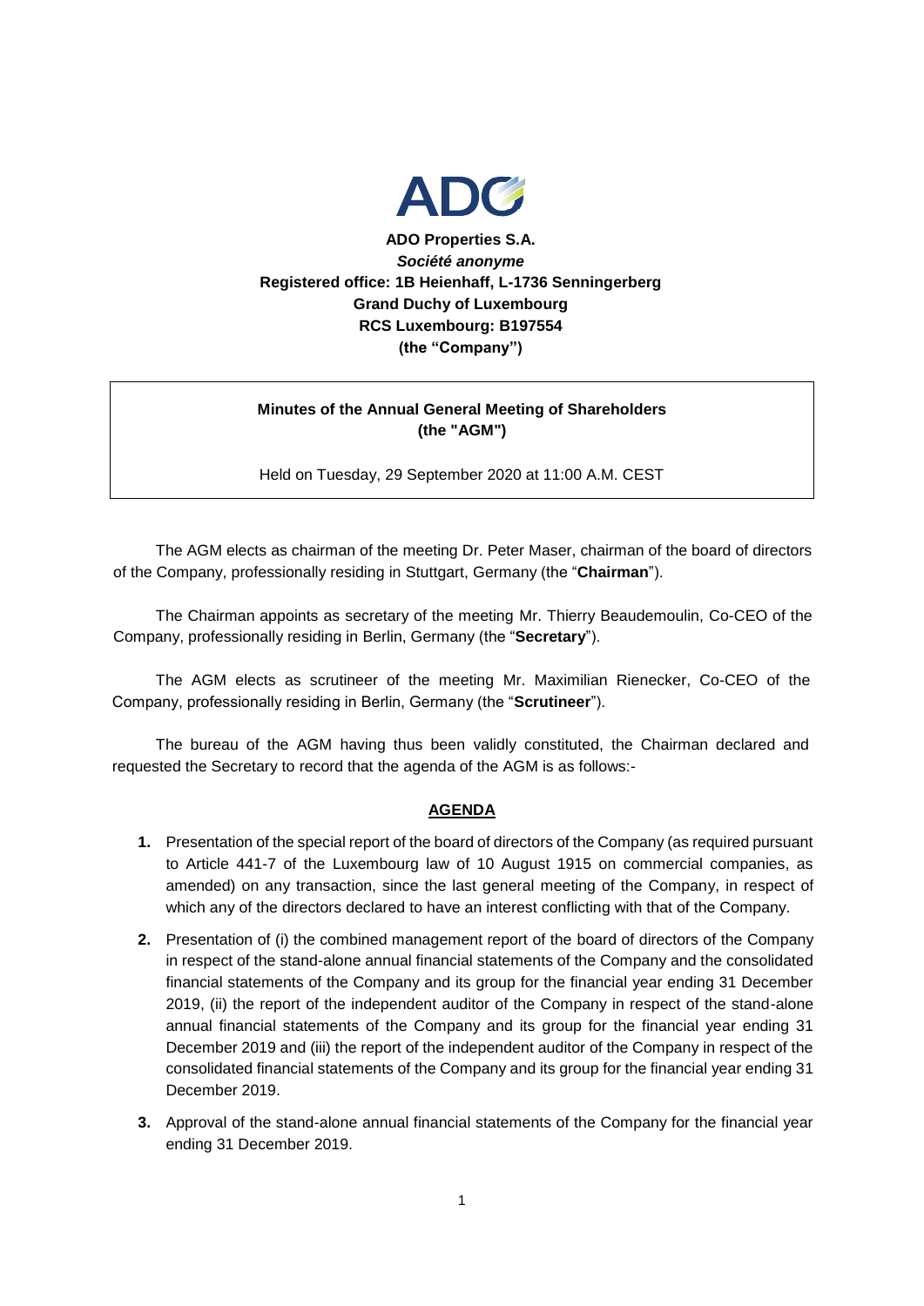**ADO Properties S.A.**
***Société anonyme***
**Registered office: 1B Heienhaff, L-1736 Senningerberg**
**Grand Duchy of Luxembourg**
**RCS Luxembourg: B197554**
**(the "Company")**

**Minutes of the Annual General Meeting of Shareholders**
**(the "AGM")**

Held on Tuesday, 29 September 2020 at 11:00 A.M. CEST

The AGM elects as chairman of the meeting Dr. Peter Maser, chairman of the board of directors of the Company, professionally residing in Stuttgart, Germany (the "**Chairman**").

The Chairman appoints as secretary of the meeting Mr. Thierry Beaudemoulin, Co-CEO of the Company, professionally residing in Berlin, Germany (the "**Secretary**").

The AGM elects as scrutineer of the meeting Mr. Maximilian Rienecker, Co-CEO of the Company, professionally residing in Berlin, Germany (the "**Scrutineer**").

The bureau of the AGM having thus been validly constituted, the Chairman declared and requested the Secretary to record that the agenda of the AGM is as follows:-

**AGENDA**

1. Presentation of the special report of the board of directors of the Company (as required pursuant to Article 441-7 of the Luxembourg law of 10 August 1915 on commercial companies, as amended) on any transaction, since the last general meeting of the Company, in respect of which any of the directors declared to have an interest conflicting with that of the Company.
2. Presentation of (i) the combined management report of the board of directors of the Company in respect of the stand-alone annual financial statements of the Company and the consolidated financial statements of the Company and its group for the financial year ending 31 December 2019, (ii) the report of the independent auditor of the Company in respect of the stand-alone annual financial statements of the Company and its group for the financial year ending 31 December 2019 and (iii) the report of the independent auditor of the Company in respect of the consolidated financial statements of the Company and its group for the financial year ending 31 December 2019.
3. Approval of the stand-alone annual financial statements of the Company for the financial year ending 31 December 2019.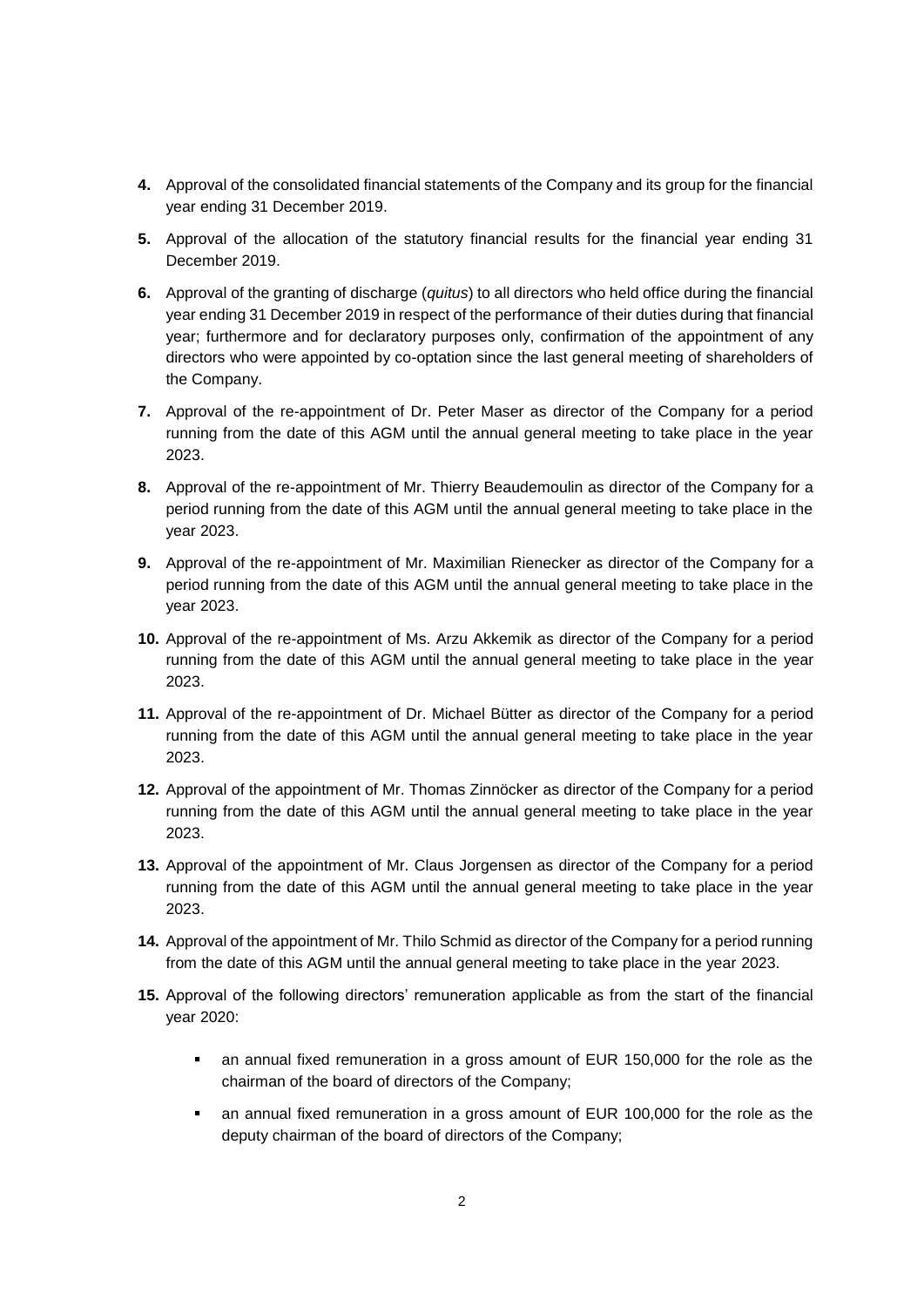**4.** Approval of the consolidated financial statements of the Company and its group for the financial year ending 31 December 2019.

**5.** Approval of the allocation of the statutory financial results for the financial year ending 31 December 2019.

**6.** Approval of the granting of discharge (*quitus*) to all directors who held office during the financial year ending 31 December 2019 in respect of the performance of their duties during that financial year; furthermore and for declaratory purposes only, confirmation of the appointment of any directors who were appointed by co-optation since the last general meeting of shareholders of the Company.

**7.** Approval of the re-appointment of Dr. Peter Maser as director of the Company for a period running from the date of this AGM until the annual general meeting to take place in the year 2023.

**8.** Approval of the re-appointment of Mr. Thierry Beaudemoulin as director of the Company for a period running from the date of this AGM until the annual general meeting to take place in the year 2023.

**9.** Approval of the re-appointment of Mr. Maximilian Rienecker as director of the Company for a period running from the date of this AGM until the annual general meeting to take place in the year 2023.

**10.** Approval of the re-appointment of Ms. Arzu Akkemik as director of the Company for a period running from the date of this AGM until the annual general meeting to take place in the year 2023.

**11.** Approval of the re-appointment of Dr. Michael Bütter as director of the Company for a period running from the date of this AGM until the annual general meeting to take place in the year 2023.

**12.** Approval of the appointment of Mr. Thomas Zinnöcker as director of the Company for a period running from the date of this AGM until the annual general meeting to take place in the year 2023.

**13.** Approval of the appointment of Mr. Claus Jorgensen as director of the Company for a period running from the date of this AGM until the annual general meeting to take place in the year 2023.

**14.** Approval of the appointment of Mr. Thilo Schmid as director of the Company for a period running from the date of this AGM until the annual general meeting to take place in the year 2023.

**15.** Approval of the following directors' remuneration applicable as from the start of the financial year 2020:

- an annual fixed remuneration in a gross amount of EUR 150,000 for the role as the chairman of the board of directors of the Company;
- an annual fixed remuneration in a gross amount of EUR 100,000 for the role as the deputy chairman of the board of directors of the Company;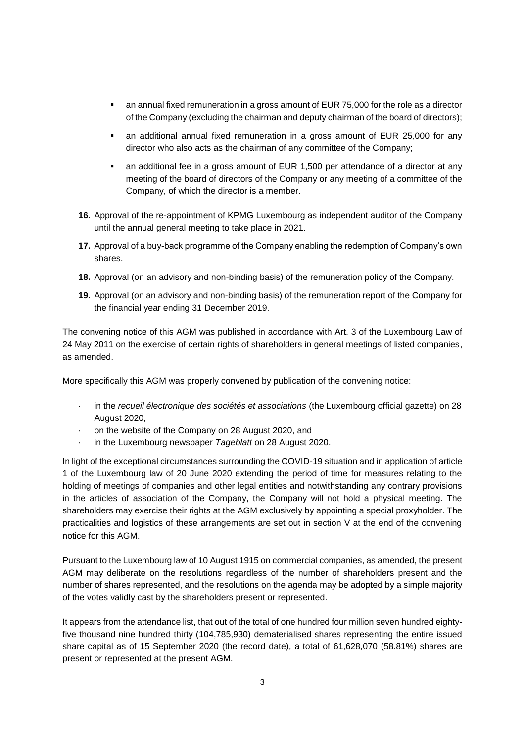- an annual fixed remuneration in a gross amount of EUR 75,000 for the role as a director of the Company (excluding the chairman and deputy chairman of the board of directors);
- an additional annual fixed remuneration in a gross amount of EUR 25,000 for any director who also acts as the chairman of any committee of the Company;
- an additional fee in a gross amount of EUR 1,500 per attendance of a director at any meeting of the board of directors of the Company or any meeting of a committee of the Company, of which the director is a member.

**16.** Approval of the re-appointment of KPMG Luxembourg as independent auditor of the Company until the annual general meeting to take place in 2021.

**17.** Approval of a buy-back programme of the Company enabling the redemption of Company's own shares.

**18.** Approval (on an advisory and non-binding basis) of the remuneration policy of the Company.

**19.** Approval (on an advisory and non-binding basis) of the remuneration report of the Company for the financial year ending 31 December 2019.

The convening notice of this AGM was published in accordance with Art. 3 of the Luxembourg Law of 24 May 2011 on the exercise of certain rights of shareholders in general meetings of listed companies, as amended.

More specifically this AGM was properly convened by publication of the convening notice:

- in the *recueil électronique des sociétés et associations* (the Luxembourg official gazette) on 28 August 2020,
- on the website of the Company on 28 August 2020, and
- in the Luxembourg newspaper *Tageblatt* on 28 August 2020.

In light of the exceptional circumstances surrounding the COVID-19 situation and in application of article 1 of the Luxembourg law of 20 June 2020 extending the period of time for measures relating to the holding of meetings of companies and other legal entities and notwithstanding any contrary provisions in the articles of association of the Company, the Company will not hold a physical meeting. The shareholders may exercise their rights at the AGM exclusively by appointing a special proxyholder. The practicalities and logistics of these arrangements are set out in section V at the end of the convening notice for this AGM.

Pursuant to the Luxembourg law of 10 August 1915 on commercial companies, as amended, the present AGM may deliberate on the resolutions regardless of the number of shareholders present and the number of shares represented, and the resolutions on the agenda may be adopted by a simple majority of the votes validly cast by the shareholders present or represented.

It appears from the attendance list, that out of the total of one hundred four million seven hundred eighty-five thousand nine hundred thirty (104,785,930) dematerialised shares representing the entire issued share capital as of 15 September 2020 (the record date), a total of 61,628,070 (58.81%) shares are present or represented at the present AGM.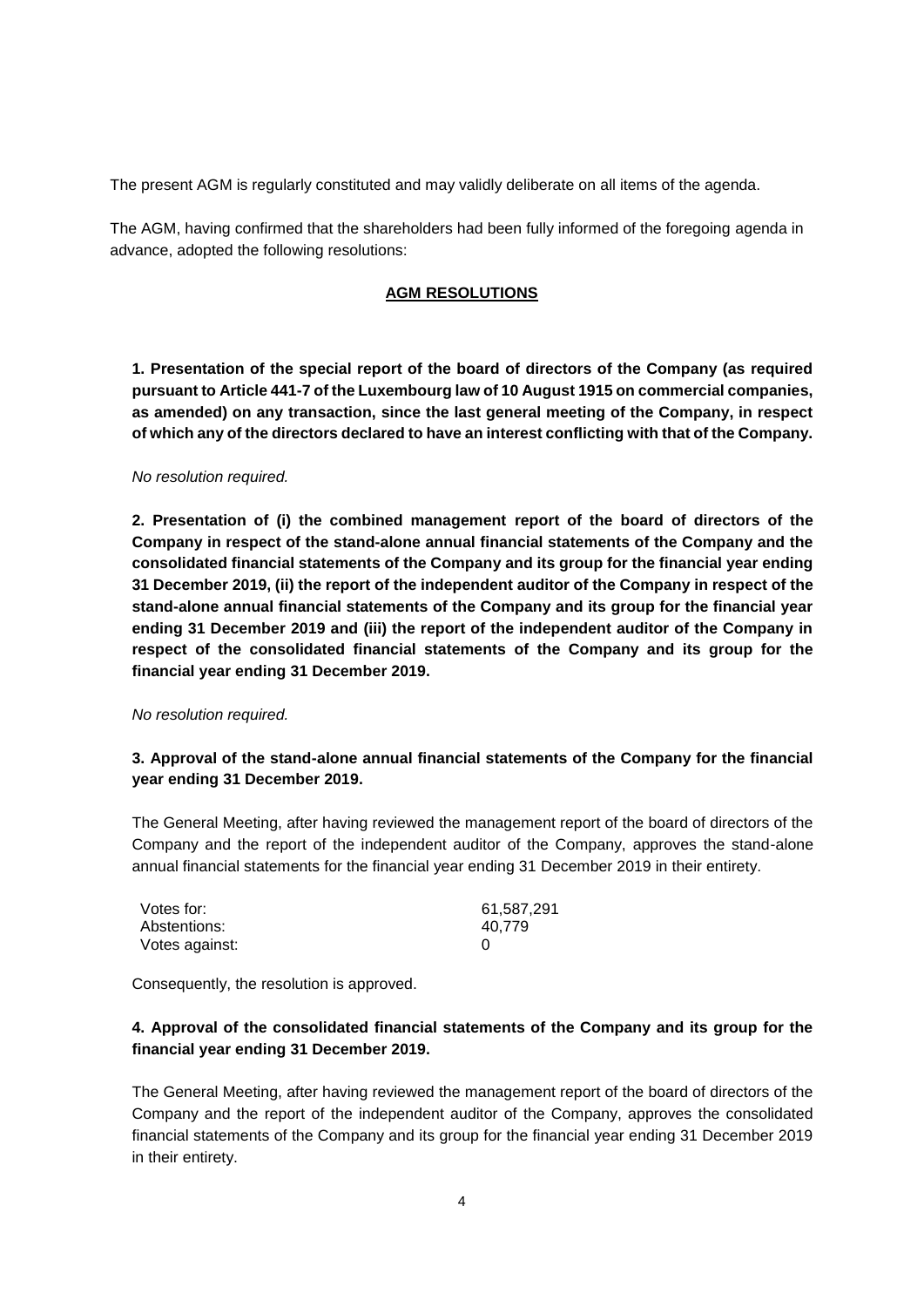The present AGM is regularly constituted and may validly deliberate on all items of the agenda.

The AGM, having confirmed that the shareholders had been fully informed of the foregoing agenda in advance, adopted the following resolutions:

## AGM RESOLUTIONS

**1. Presentation of the special report of the board of directors of the Company (as required pursuant to Article 441-7 of the Luxembourg law of 10 August 1915 on commercial companies, as amended) on any transaction, since the last general meeting of the Company, in respect of which any of the directors declared to have an interest conflicting with that of the Company.**

*No resolution required.*

**2. Presentation of (i) the combined management report of the board of directors of the Company in respect of the stand-alone annual financial statements of the Company and the consolidated financial statements of the Company and its group for the financial year ending 31 December 2019, (ii) the report of the independent auditor of the Company in respect of the stand-alone annual financial statements of the Company and its group for the financial year ending 31 December 2019 and (iii) the report of the independent auditor of the Company in respect of the consolidated financial statements of the Company and its group for the financial year ending 31 December 2019.**

*No resolution required.*

**3. Approval of the stand-alone annual financial statements of the Company for the financial year ending 31 December 2019.**

The General Meeting, after having reviewed the management report of the board of directors of the Company and the report of the independent auditor of the Company, approves the stand-alone annual financial statements for the financial year ending 31 December 2019 in their entirety.

| | |
|---|---|
| Votes for: | 61,587,291 |
| Abstentions: | 40,779 |
| Votes against: | 0 |

Consequently, the resolution is approved.

**4. Approval of the consolidated financial statements of the Company and its group for the financial year ending 31 December 2019.**

The General Meeting, after having reviewed the management report of the board of directors of the Company and the report of the independent auditor of the Company, approves the consolidated financial statements of the Company and its group for the financial year ending 31 December 2019 in their entirety.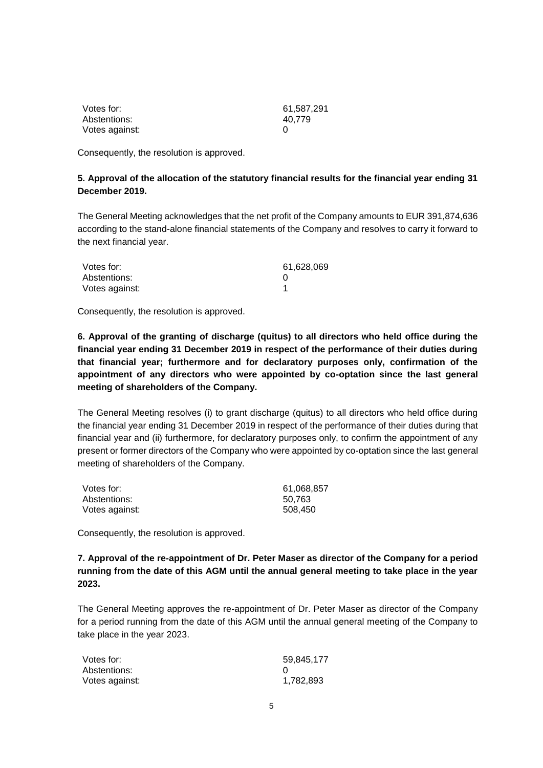| | |
|---|---|
| Votes for: | 61,587,291 |
| Abstentions: | 40,779 |
| Votes against: | 0 |

Consequently, the resolution is approved.

**5. Approval of the allocation of the statutory financial results for the financial year ending 31 December 2019.**

The General Meeting acknowledges that the net profit of the Company amounts to EUR 391,874,636 according to the stand-alone financial statements of the Company and resolves to carry it forward to the next financial year.

| | |
|---|---|
| Votes for: | 61,628,069 |
| Abstentions: | 0 |
| Votes against: | 1 |

Consequently, the resolution is approved.

**6. Approval of the granting of discharge (quitus) to all directors who held office during the financial year ending 31 December 2019 in respect of the performance of their duties during that financial year; furthermore and for declaratory purposes only, confirmation of the appointment of any directors who were appointed by co-optation since the last general meeting of shareholders of the Company.**

The General Meeting resolves (i) to grant discharge (quitus) to all directors who held office during the financial year ending 31 December 2019 in respect of the performance of their duties during that financial year and (ii) furthermore, for declaratory purposes only, to confirm the appointment of any present or former directors of the Company who were appointed by co-optation since the last general meeting of shareholders of the Company.

| | |
|---|---|
| Votes for: | 61,068,857 |
| Abstentions: | 50,763 |
| Votes against: | 508,450 |

Consequently, the resolution is approved.

**7. Approval of the re-appointment of Dr. Peter Maser as director of the Company for a period running from the date of this AGM until the annual general meeting to take place in the year 2023.**

The General Meeting approves the re-appointment of Dr. Peter Maser as director of the Company for a period running from the date of this AGM until the annual general meeting of the Company to take place in the year 2023.

| | |
|---|---|
| Votes for: | 59,845,177 |
| Abstentions: | 0 |
| Votes against: | 1,782,893 |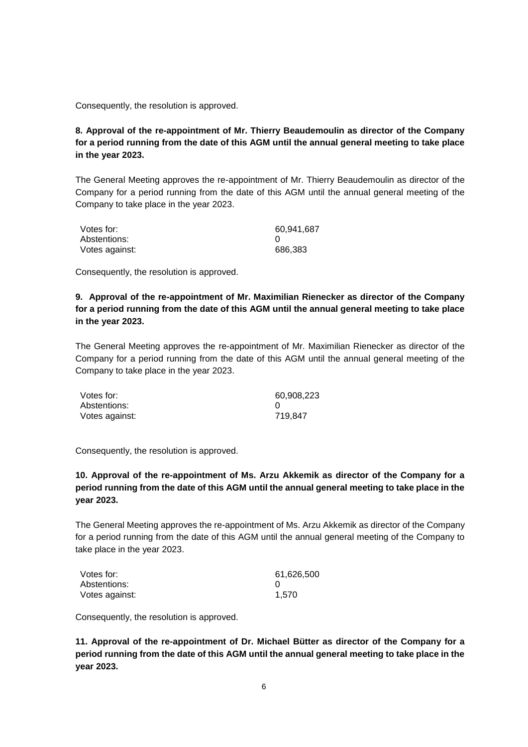Consequently, the resolution is approved.

**8. Approval of the re-appointment of Mr. Thierry Beaudemoulin as director of the Company for a period running from the date of this AGM until the annual general meeting to take place in the year 2023.**

The General Meeting approves the re-appointment of Mr. Thierry Beaudemoulin as director of the Company for a period running from the date of this AGM until the annual general meeting of the Company to take place in the year 2023.

| | |
|---|---|
| Votes for: | 60,941,687 |
| Abstentions: | 0 |
| Votes against: | 686,383 |

Consequently, the resolution is approved.

**9. Approval of the re-appointment of Mr. Maximilian Rienecker as director of the Company for a period running from the date of this AGM until the annual general meeting to take place in the year 2023.**

The General Meeting approves the re-appointment of Mr. Maximilian Rienecker as director of the Company for a period running from the date of this AGM until the annual general meeting of the Company to take place in the year 2023.

| | |
|---|---|
| Votes for: | 60,908,223 |
| Abstentions: | 0 |
| Votes against: | 719,847 |

Consequently, the resolution is approved.

**10. Approval of the re-appointment of Ms. Arzu Akkemik as director of the Company for a period running from the date of this AGM until the annual general meeting to take place in the year 2023.**

The General Meeting approves the re-appointment of Ms. Arzu Akkemik as director of the Company for a period running from the date of this AGM until the annual general meeting of the Company to take place in the year 2023.

| | |
|---|---|
| Votes for: | 61,626,500 |
| Abstentions: | 0 |
| Votes against: | 1,570 |

Consequently, the resolution is approved.

**11. Approval of the re-appointment of Dr. Michael Bütter as director of the Company for a period running from the date of this AGM until the annual general meeting to take place in the year 2023.**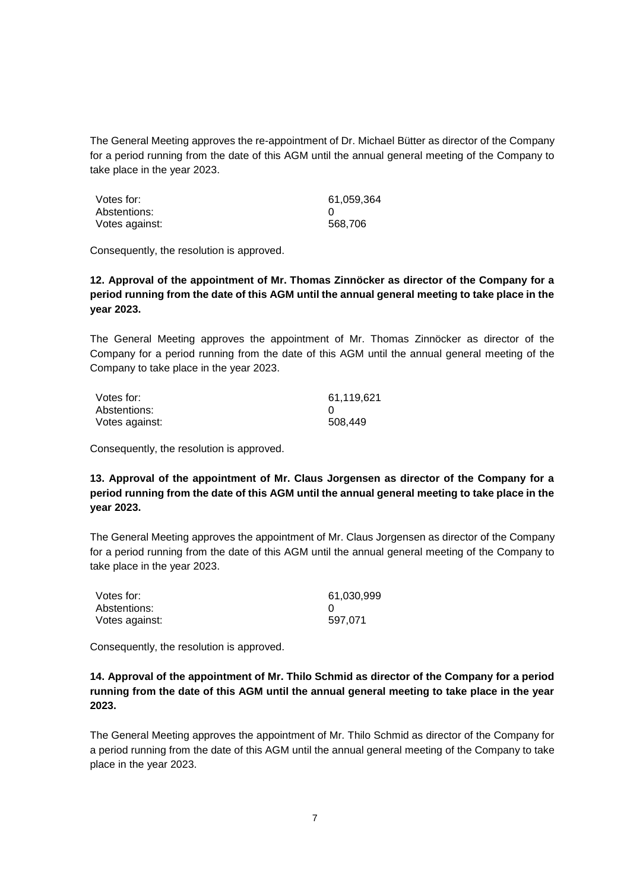The General Meeting approves the re-appointment of Dr. Michael Bütter as director of the Company for a period running from the date of this AGM until the annual general meeting of the Company to take place in the year 2023.

| | |
|---|---|
| Votes for: | 61,059,364 |
| Abstentions: | 0 |
| Votes against: | 568,706 |

Consequently, the resolution is approved.

**12. Approval of the appointment of Mr. Thomas Zinnöcker as director of the Company for a period running from the date of this AGM until the annual general meeting to take place in the year 2023.**

The General Meeting approves the appointment of Mr. Thomas Zinnöcker as director of the Company for a period running from the date of this AGM until the annual general meeting of the Company to take place in the year 2023.

| | |
|---|---|
| Votes for: | 61,119,621 |
| Abstentions: | 0 |
| Votes against: | 508,449 |

Consequently, the resolution is approved.

**13. Approval of the appointment of Mr. Claus Jorgensen as director of the Company for a period running from the date of this AGM until the annual general meeting to take place in the year 2023.**

The General Meeting approves the appointment of Mr. Claus Jorgensen as director of the Company for a period running from the date of this AGM until the annual general meeting of the Company to take place in the year 2023.

| | |
|---|---|
| Votes for: | 61,030,999 |
| Abstentions: | 0 |
| Votes against: | 597,071 |

Consequently, the resolution is approved.

**14. Approval of the appointment of Mr. Thilo Schmid as director of the Company for a period running from the date of this AGM until the annual general meeting to take place in the year 2023.**

The General Meeting approves the appointment of Mr. Thilo Schmid as director of the Company for a period running from the date of this AGM until the annual general meeting of the Company to take place in the year 2023.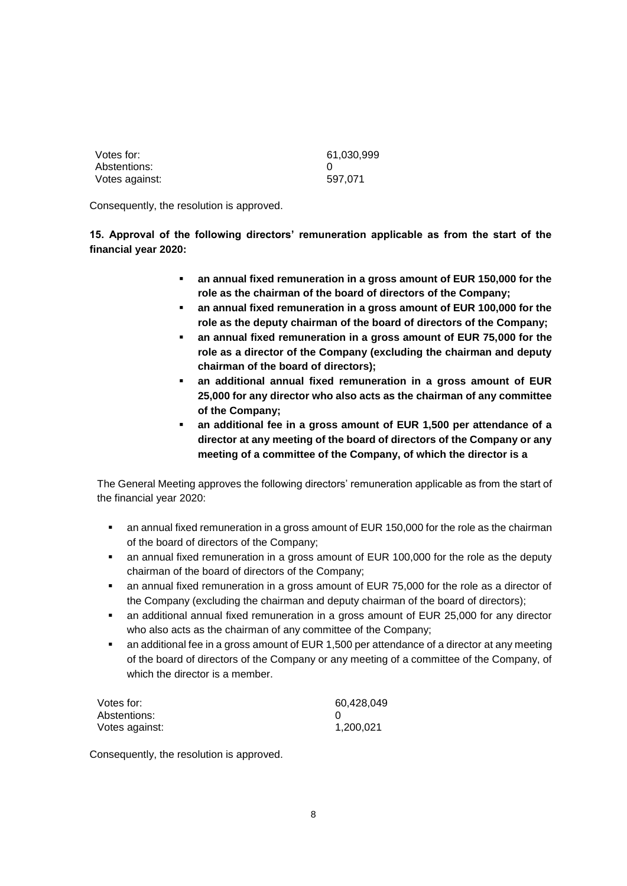| | |
|---|---|
| Votes for: | 61,030,999 |
| Abstentions: | 0 |
| Votes against: | 597,071 |

Consequently, the resolution is approved.

**15. Approval of the following directors' remuneration applicable as from the start of the financial year 2020:**

- **an annual fixed remuneration in a gross amount of EUR 150,000 for the role as the chairman of the board of directors of the Company;**
- **an annual fixed remuneration in a gross amount of EUR 100,000 for the role as the deputy chairman of the board of directors of the Company;**
- **an annual fixed remuneration in a gross amount of EUR 75,000 for the role as a director of the Company (excluding the chairman and deputy chairman of the board of directors);**
- **an additional annual fixed remuneration in a gross amount of EUR 25,000 for any director who also acts as the chairman of any committee of the Company;**
- **an additional fee in a gross amount of EUR 1,500 per attendance of a director at any meeting of the board of directors of the Company or any meeting of a committee of the Company, of which the director is a**

The General Meeting approves the following directors' remuneration applicable as from the start of the financial year 2020:

- an annual fixed remuneration in a gross amount of EUR 150,000 for the role as the chairman of the board of directors of the Company;
- an annual fixed remuneration in a gross amount of EUR 100,000 for the role as the deputy chairman of the board of directors of the Company;
- an annual fixed remuneration in a gross amount of EUR 75,000 for the role as a director of the Company (excluding the chairman and deputy chairman of the board of directors);
- an additional annual fixed remuneration in a gross amount of EUR 25,000 for any director who also acts as the chairman of any committee of the Company;
- an additional fee in a gross amount of EUR 1,500 per attendance of a director at any meeting of the board of directors of the Company or any meeting of a committee of the Company, of which the director is a member.

| | |
|---|---|
| Votes for: | 60,428,049 |
| Abstentions: | 0 |
| Votes against: | 1,200,021 |

Consequently, the resolution is approved.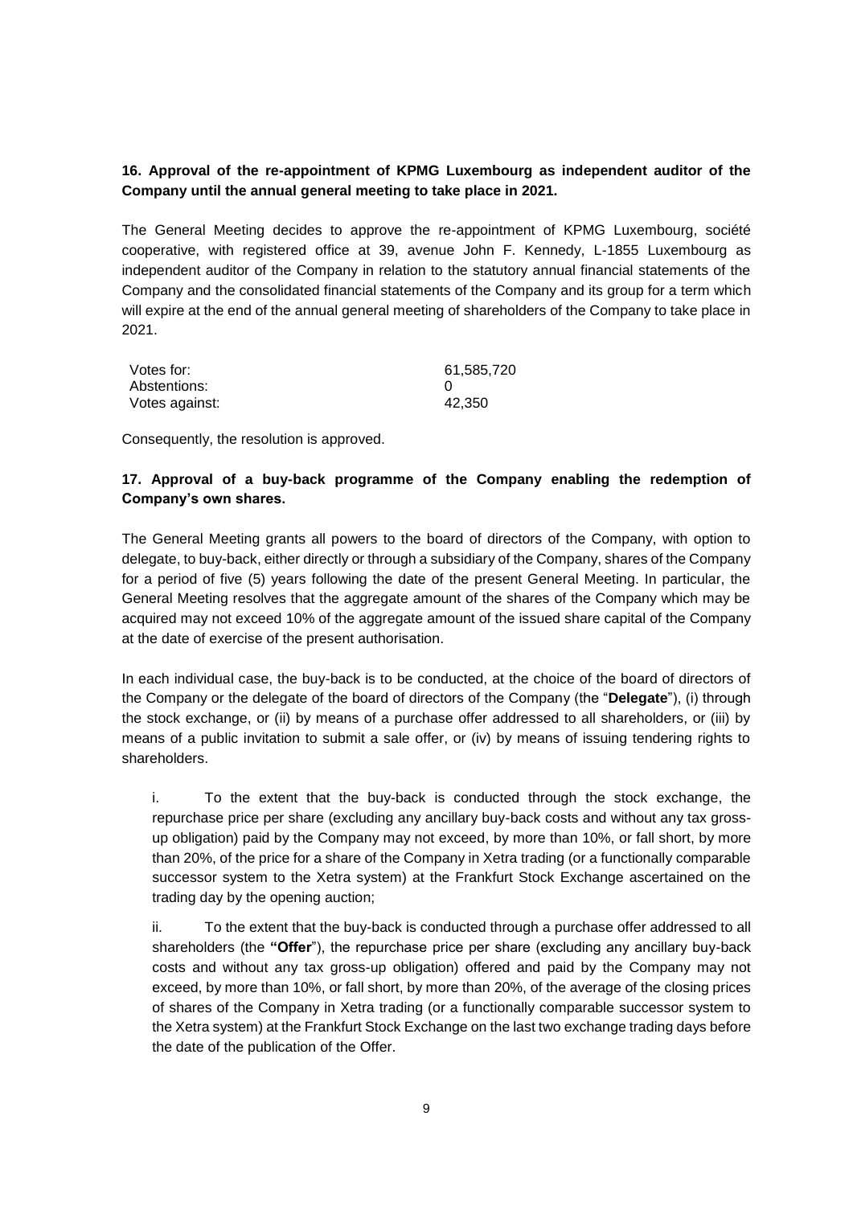**16. Approval of the re-appointment of KPMG Luxembourg as independent auditor of the Company until the annual general meeting to take place in 2021.**

The General Meeting decides to approve the re-appointment of KPMG Luxembourg, société cooperative, with registered office at 39, avenue John F. Kennedy, L-1855 Luxembourg as independent auditor of the Company in relation to the statutory annual financial statements of the Company and the consolidated financial statements of the Company and its group for a term which will expire at the end of the annual general meeting of shareholders of the Company to take place in 2021.

| | |
|---|---|
| Votes for: | 61,585,720 |
| Abstentions: | 0 |
| Votes against: | 42,350 |

Consequently, the resolution is approved.

**17. Approval of a buy-back programme of the Company enabling the redemption of Company's own shares.**

The General Meeting grants all powers to the board of directors of the Company, with option to delegate, to buy-back, either directly or through a subsidiary of the Company, shares of the Company for a period of five (5) years following the date of the present General Meeting. In particular, the General Meeting resolves that the aggregate amount of the shares of the Company which may be acquired may not exceed 10% of the aggregate amount of the issued share capital of the Company at the date of exercise of the present authorisation.

In each individual case, the buy-back is to be conducted, at the choice of the board of directors of the Company or the delegate of the board of directors of the Company (the "**Delegate**"), (i) through the stock exchange, or (ii) by means of a purchase offer addressed to all shareholders, or (iii) by means of a public invitation to submit a sale offer, or (iv) by means of issuing tendering rights to shareholders.

i. To the extent that the buy-back is conducted through the stock exchange, the repurchase price per share (excluding any ancillary buy-back costs and without any tax gross-up obligation) paid by the Company may not exceed, by more than 10%, or fall short, by more than 20%, of the price for a share of the Company in Xetra trading (or a functionally comparable successor system to the Xetra system) at the Frankfurt Stock Exchange ascertained on the trading day by the opening auction;

ii. To the extent that the buy-back is conducted through a purchase offer addressed to all shareholders (the **"Offer**"), the repurchase price per share (excluding any ancillary buy-back costs and without any tax gross-up obligation) offered and paid by the Company may not exceed, by more than 10%, or fall short, by more than 20%, of the average of the closing prices of shares of the Company in Xetra trading (or a functionally comparable successor system to the Xetra system) at the Frankfurt Stock Exchange on the last two exchange trading days before the date of the publication of the Offer.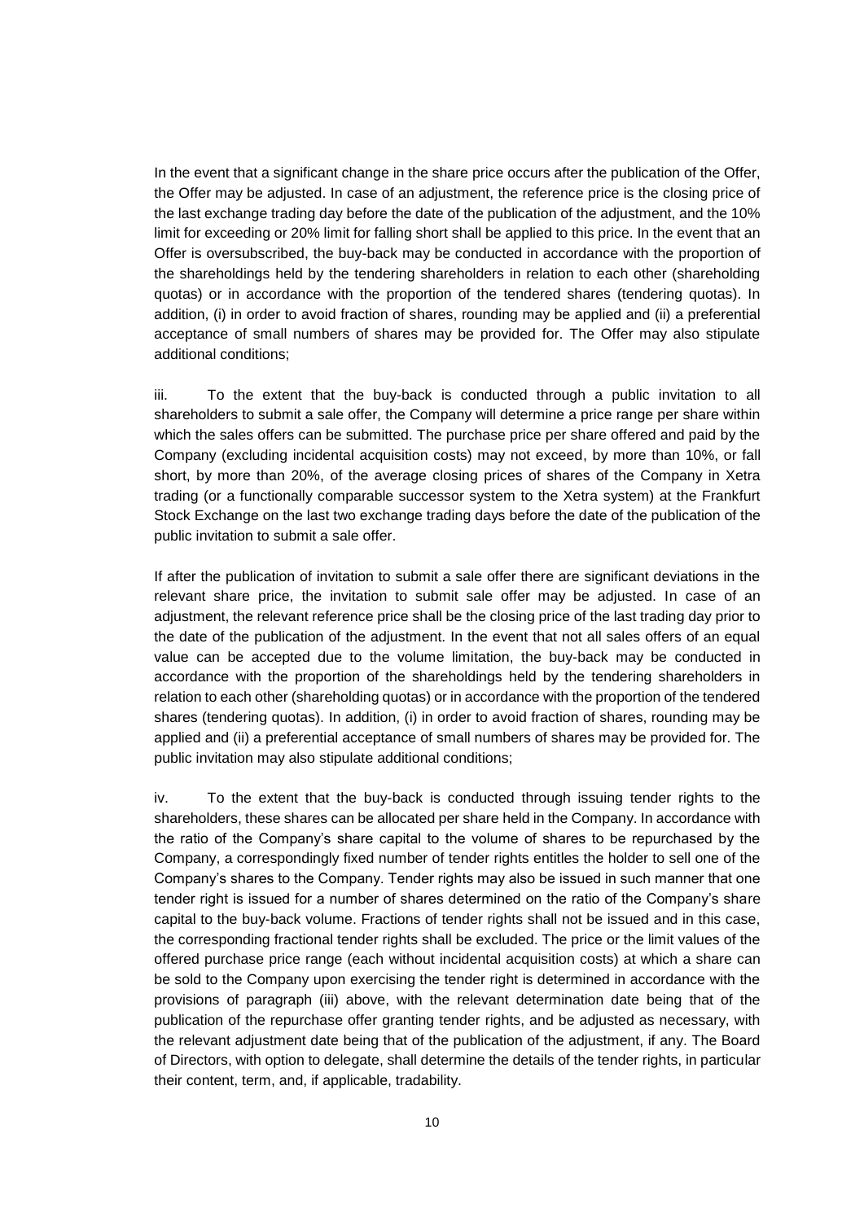In the event that a significant change in the share price occurs after the publication of the Offer, the Offer may be adjusted. In case of an adjustment, the reference price is the closing price of the last exchange trading day before the date of the publication of the adjustment, and the 10% limit for exceeding or 20% limit for falling short shall be applied to this price. In the event that an Offer is oversubscribed, the buy-back may be conducted in accordance with the proportion of the shareholdings held by the tendering shareholders in relation to each other (shareholding quotas) or in accordance with the proportion of the tendered shares (tendering quotas). In addition, (i) in order to avoid fraction of shares, rounding may be applied and (ii) a preferential acceptance of small numbers of shares may be provided for. The Offer may also stipulate additional conditions;

iii. To the extent that the buy-back is conducted through a public invitation to all shareholders to submit a sale offer, the Company will determine a price range per share within which the sales offers can be submitted. The purchase price per share offered and paid by the Company (excluding incidental acquisition costs) may not exceed, by more than 10%, or fall short, by more than 20%, of the average closing prices of shares of the Company in Xetra trading (or a functionally comparable successor system to the Xetra system) at the Frankfurt Stock Exchange on the last two exchange trading days before the date of the publication of the public invitation to submit a sale offer.

If after the publication of invitation to submit a sale offer there are significant deviations in the relevant share price, the invitation to submit sale offer may be adjusted. In case of an adjustment, the relevant reference price shall be the closing price of the last trading day prior to the date of the publication of the adjustment. In the event that not all sales offers of an equal value can be accepted due to the volume limitation, the buy-back may be conducted in accordance with the proportion of the shareholdings held by the tendering shareholders in relation to each other (shareholding quotas) or in accordance with the proportion of the tendered shares (tendering quotas). In addition, (i) in order to avoid fraction of shares, rounding may be applied and (ii) a preferential acceptance of small numbers of shares may be provided for. The public invitation may also stipulate additional conditions;

iv. To the extent that the buy-back is conducted through issuing tender rights to the shareholders, these shares can be allocated per share held in the Company. In accordance with the ratio of the Company's share capital to the volume of shares to be repurchased by the Company, a correspondingly fixed number of tender rights entitles the holder to sell one of the Company's shares to the Company. Tender rights may also be issued in such manner that one tender right is issued for a number of shares determined on the ratio of the Company's share capital to the buy-back volume. Fractions of tender rights shall not be issued and in this case, the corresponding fractional tender rights shall be excluded. The price or the limit values of the offered purchase price range (each without incidental acquisition costs) at which a share can be sold to the Company upon exercising the tender right is determined in accordance with the provisions of paragraph (iii) above, with the relevant determination date being that of the publication of the repurchase offer granting tender rights, and be adjusted as necessary, with the relevant adjustment date being that of the publication of the adjustment, if any. The Board of Directors, with option to delegate, shall determine the details of the tender rights, in particular their content, term, and, if applicable, tradability.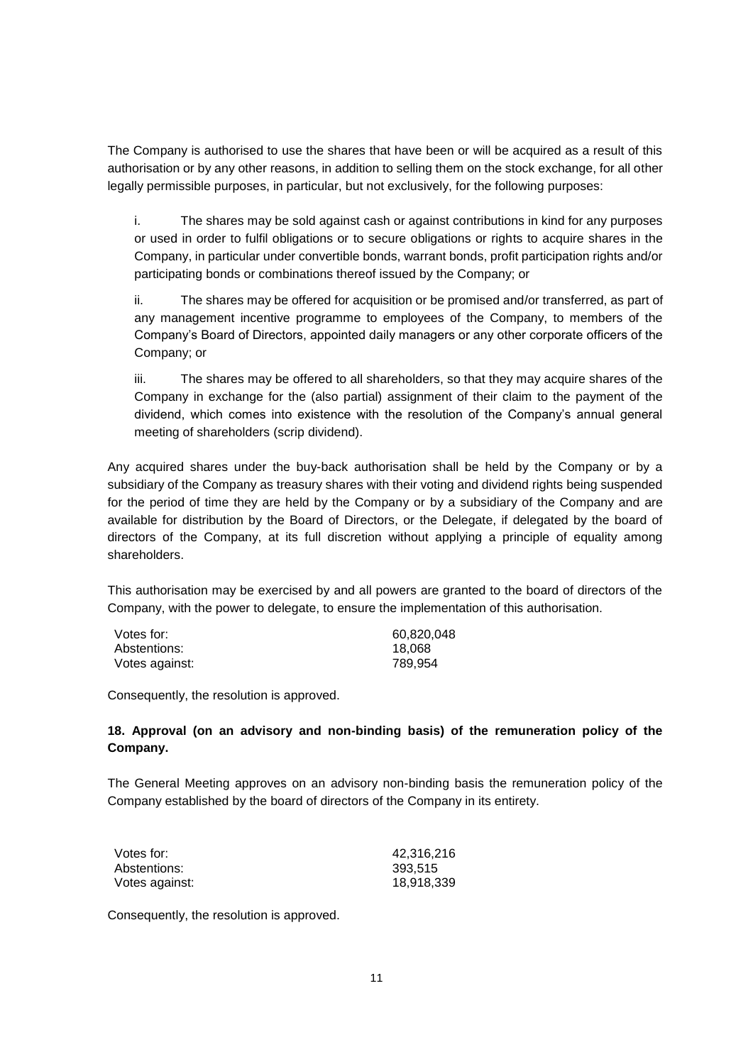The Company is authorised to use the shares that have been or will be acquired as a result of this authorisation or by any other reasons, in addition to selling them on the stock exchange, for all other legally permissible purposes, in particular, but not exclusively, for the following purposes:

i. The shares may be sold against cash or against contributions in kind for any purposes or used in order to fulfil obligations or to secure obligations or rights to acquire shares in the Company, in particular under convertible bonds, warrant bonds, profit participation rights and/or participating bonds or combinations thereof issued by the Company; or

ii. The shares may be offered for acquisition or be promised and/or transferred, as part of any management incentive programme to employees of the Company, to members of the Company's Board of Directors, appointed daily managers or any other corporate officers of the Company; or

iii. The shares may be offered to all shareholders, so that they may acquire shares of the Company in exchange for the (also partial) assignment of their claim to the payment of the dividend, which comes into existence with the resolution of the Company's annual general meeting of shareholders (scrip dividend).

Any acquired shares under the buy-back authorisation shall be held by the Company or by a subsidiary of the Company as treasury shares with their voting and dividend rights being suspended for the period of time they are held by the Company or by a subsidiary of the Company and are available for distribution by the Board of Directors, or the Delegate, if delegated by the board of directors of the Company, at its full discretion without applying a principle of equality among shareholders.

This authorisation may be exercised by and all powers are granted to the board of directors of the Company, with the power to delegate, to ensure the implementation of this authorisation.

| | |
|---|---|
| Votes for: | 60,820,048 |
| Abstentions: | 18,068 |
| Votes against: | 789,954 |

Consequently, the resolution is approved.

**18. Approval (on an advisory and non-binding basis) of the remuneration policy of the Company.**

The General Meeting approves on an advisory non-binding basis the remuneration policy of the Company established by the board of directors of the Company in its entirety.

| | |
|---|---|
| Votes for: | 42,316,216 |
| Abstentions: | 393,515 |
| Votes against: | 18,918,339 |

Consequently, the resolution is approved.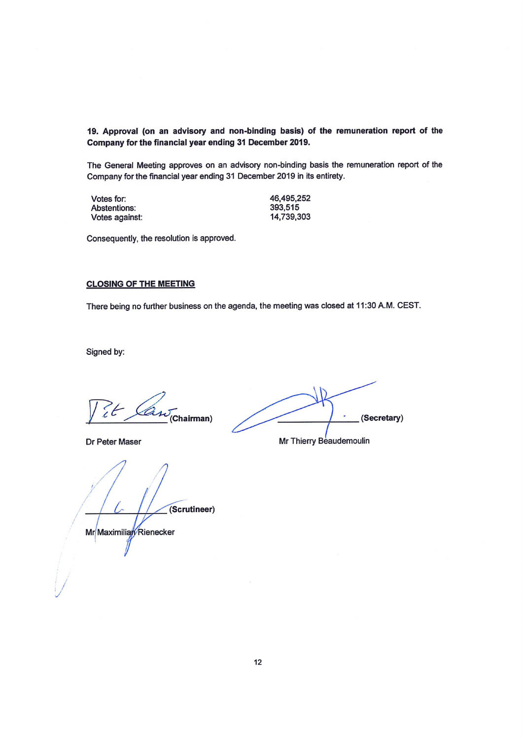**19. Approval (on an advisory and non-binding basis) of the remuneration report of the Company for the financial year ending 31 December 2019.**

The General Meeting approves on an advisory non-binding basis the remuneration report of the Company for the financial year ending 31 December 2019 in its entirety.

| | |
|---|---|
| Votes for: | 46,495,252 |
| Abstentions: | 393,515 |
| Votes against: | 14,739,303 |

Consequently, the resolution is approved.

**CLOSING OF THE MEETING**

There being no further business on the agenda, the meeting was closed at 11:30 A.M. CEST.

Signed by:

_______________ **(Chairman)**

Dr Peter Maser

_______________ **(Secretary)**

Mr Thierry Beaudemoulin

_______________ **(Scrutineer)**

Mr Maximilian Rienecker